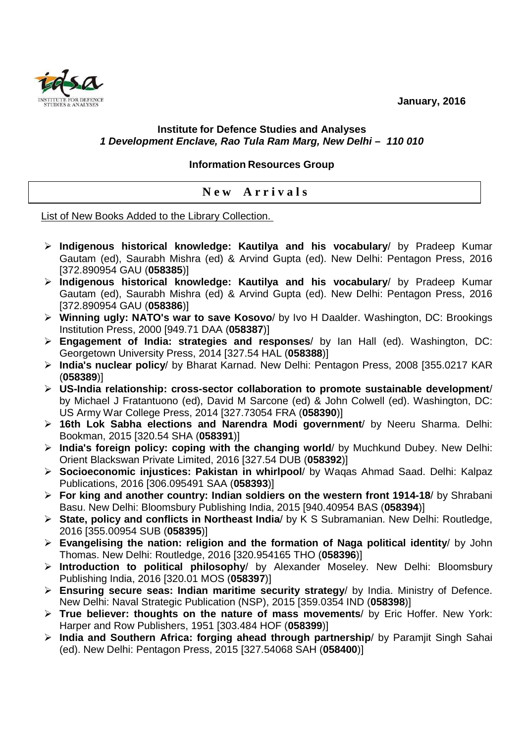January, 2016

**Institute for Defence Studies and Analyses**
***1 Development Enclave, Rao Tula Ram Marg, New Delhi – 110 010***

**Information Resources Group**

## New Arrivals

List of New Books Added to the Library Collection.

- **Indigenous historical knowledge: Kautilya and his vocabulary**/ by Pradeep Kumar Gautam (ed), Saurabh Mishra (ed) & Arvind Gupta (ed). New Delhi: Pentagon Press, 2016 [372.890954 GAU (**058385**)]
- **Indigenous historical knowledge: Kautilya and his vocabulary**/ by Pradeep Kumar Gautam (ed), Saurabh Mishra (ed) & Arvind Gupta (ed). New Delhi: Pentagon Press, 2016 [372.890954 GAU (**058386**)]
- **Winning ugly: NATO's war to save Kosovo**/ by Ivo H Daalder. Washington, DC: Brookings Institution Press, 2000 [949.71 DAA (**058387**)]
- **Engagement of India: strategies and responses**/ by Ian Hall (ed). Washington, DC: Georgetown University Press, 2014 [327.54 HAL (**058388**)]
- **India's nuclear policy**/ by Bharat Karnad. New Delhi: Pentagon Press, 2008 [355.0217 KAR (**058389**)]
- **US-India relationship: cross-sector collaboration to promote sustainable development**/ by Michael J Fratantuono (ed), David M Sarcone (ed) & John Colwell (ed). Washington, DC: US Army War College Press, 2014 [327.73054 FRA (**058390**)]
- **16th Lok Sabha elections and Narendra Modi government**/ by Neeru Sharma. Delhi: Bookman, 2015 [320.54 SHA (**058391**)]
- **India's foreign policy: coping with the changing world**/ by Muchkund Dubey. New Delhi: Orient Blackswan Private Limited, 2016 [327.54 DUB (**058392**)]
- **Socioeconomic injustices: Pakistan in whirlpool**/ by Waqas Ahmad Saad. Delhi: Kalpaz Publications, 2016 [306.095491 SAA (**058393**)]
- **For king and another country: Indian soldiers on the western front 1914-18**/ by Shrabani Basu. New Delhi: Bloomsbury Publishing India, 2015 [940.40954 BAS (**058394**)]
- **State, policy and conflicts in Northeast India**/ by K S Subramanian. New Delhi: Routledge, 2016 [355.00954 SUB (**058395**)]
- **Evangelising the nation: religion and the formation of Naga political identity**/ by John Thomas. New Delhi: Routledge, 2016 [320.954165 THO (**058396**)]
- **Introduction to political philosophy**/ by Alexander Moseley. New Delhi: Bloomsbury Publishing India, 2016 [320.01 MOS (**058397**)]
- **Ensuring secure seas: Indian maritime security strategy**/ by India. Ministry of Defence. New Delhi: Naval Strategic Publication (NSP), 2015 [359.0354 IND (**058398**)]
- **True believer: thoughts on the nature of mass movements**/ by Eric Hoffer. New York: Harper and Row Publishers, 1951 [303.484 HOF (**058399**)]
- **India and Southern Africa: forging ahead through partnership**/ by Paramjit Singh Sahai (ed). New Delhi: Pentagon Press, 2015 [327.54068 SAH (**058400**)]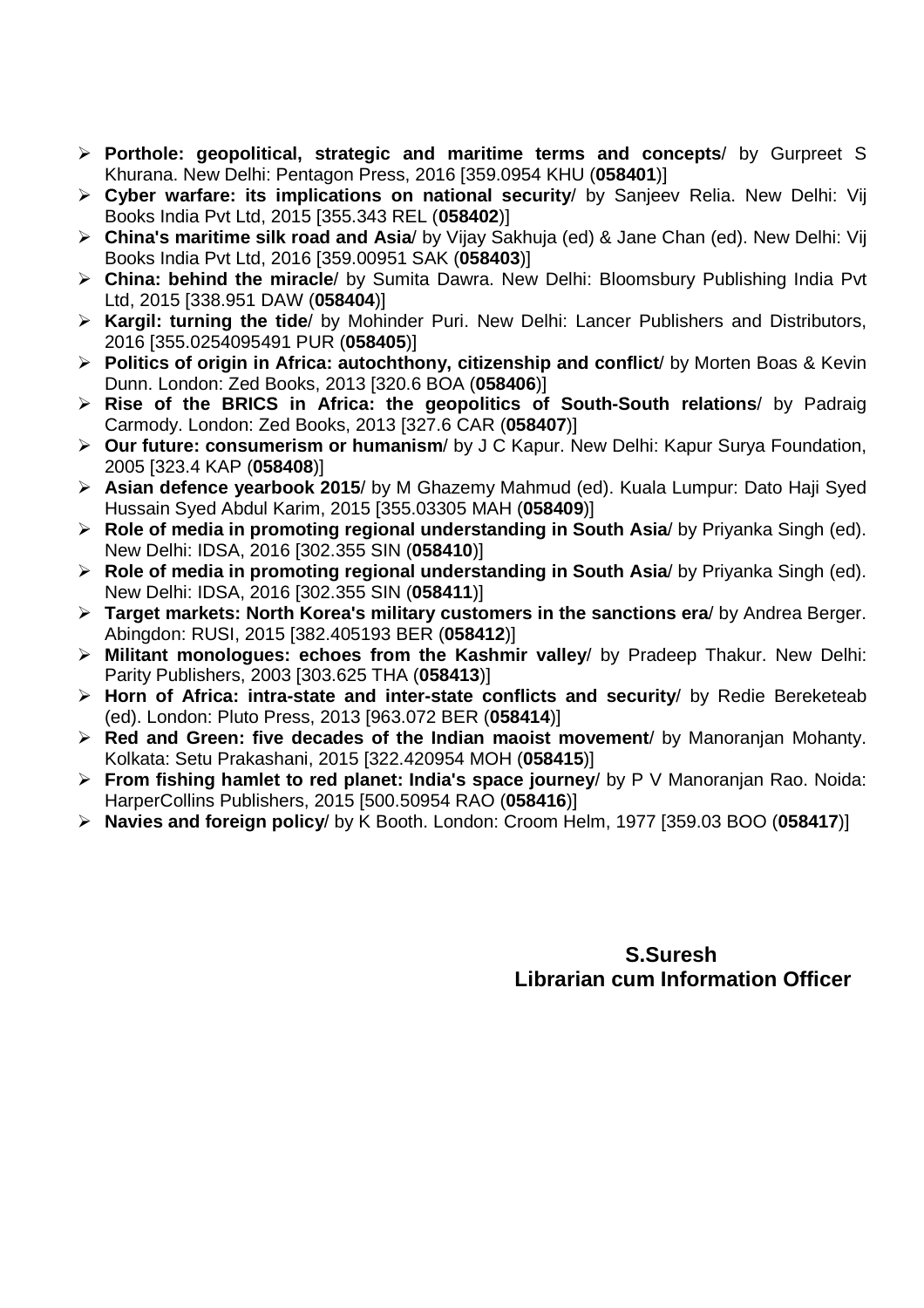- **Porthole: geopolitical, strategic and maritime terms and concepts**/ by Gurpreet S Khurana. New Delhi: Pentagon Press, 2016 [359.0954 KHU (**058401**)]
- **Cyber warfare: its implications on national security**/ by Sanjeev Relia. New Delhi: Vij Books India Pvt Ltd, 2015 [355.343 REL (**058402**)]
- **China's maritime silk road and Asia**/ by Vijay Sakhuja (ed) & Jane Chan (ed). New Delhi: Vij Books India Pvt Ltd, 2016 [359.00951 SAK (**058403**)]
- **China: behind the miracle**/ by Sumita Dawra. New Delhi: Bloomsbury Publishing India Pvt Ltd, 2015 [338.951 DAW (**058404**)]
- **Kargil: turning the tide**/ by Mohinder Puri. New Delhi: Lancer Publishers and Distributors, 2016 [355.0254095491 PUR (**058405**)]
- **Politics of origin in Africa: autochthony, citizenship and conflict**/ by Morten Boas & Kevin Dunn. London: Zed Books, 2013 [320.6 BOA (**058406**)]
- **Rise of the BRICS in Africa: the geopolitics of South-South relations**/ by Padraig Carmody. London: Zed Books, 2013 [327.6 CAR (**058407**)]
- **Our future: consumerism or humanism**/ by J C Kapur. New Delhi: Kapur Surya Foundation, 2005 [323.4 KAP (**058408**)]
- **Asian defence yearbook 2015**/ by M Ghazemy Mahmud (ed). Kuala Lumpur: Dato Haji Syed Hussain Syed Abdul Karim, 2015 [355.03305 MAH (**058409**)]
- **Role of media in promoting regional understanding in South Asia**/ by Priyanka Singh (ed). New Delhi: IDSA, 2016 [302.355 SIN (**058410**)]
- **Role of media in promoting regional understanding in South Asia**/ by Priyanka Singh (ed). New Delhi: IDSA, 2016 [302.355 SIN (**058411**)]
- **Target markets: North Korea's military customers in the sanctions era**/ by Andrea Berger. Abingdon: RUSI, 2015 [382.405193 BER (**058412**)]
- **Militant monologues: echoes from the Kashmir valley**/ by Pradeep Thakur. New Delhi: Parity Publishers, 2003 [303.625 THA (**058413**)]
- **Horn of Africa: intra-state and inter-state conflicts and security**/ by Redie Bereketeab (ed). London: Pluto Press, 2013 [963.072 BER (**058414**)]
- **Red and Green: five decades of the Indian maoist movement**/ by Manoranjan Mohanty. Kolkata: Setu Prakashani, 2015 [322.420954 MOH (**058415**)]
- **From fishing hamlet to red planet: India's space journey**/ by P V Manoranjan Rao. Noida: HarperCollins Publishers, 2015 [500.50954 RAO (**058416**)]
- **Navies and foreign policy**/ by K Booth. London: Croom Helm, 1977 [359.03 BOO (**058417**)]

**S.Suresh**
**Librarian cum Information Officer**